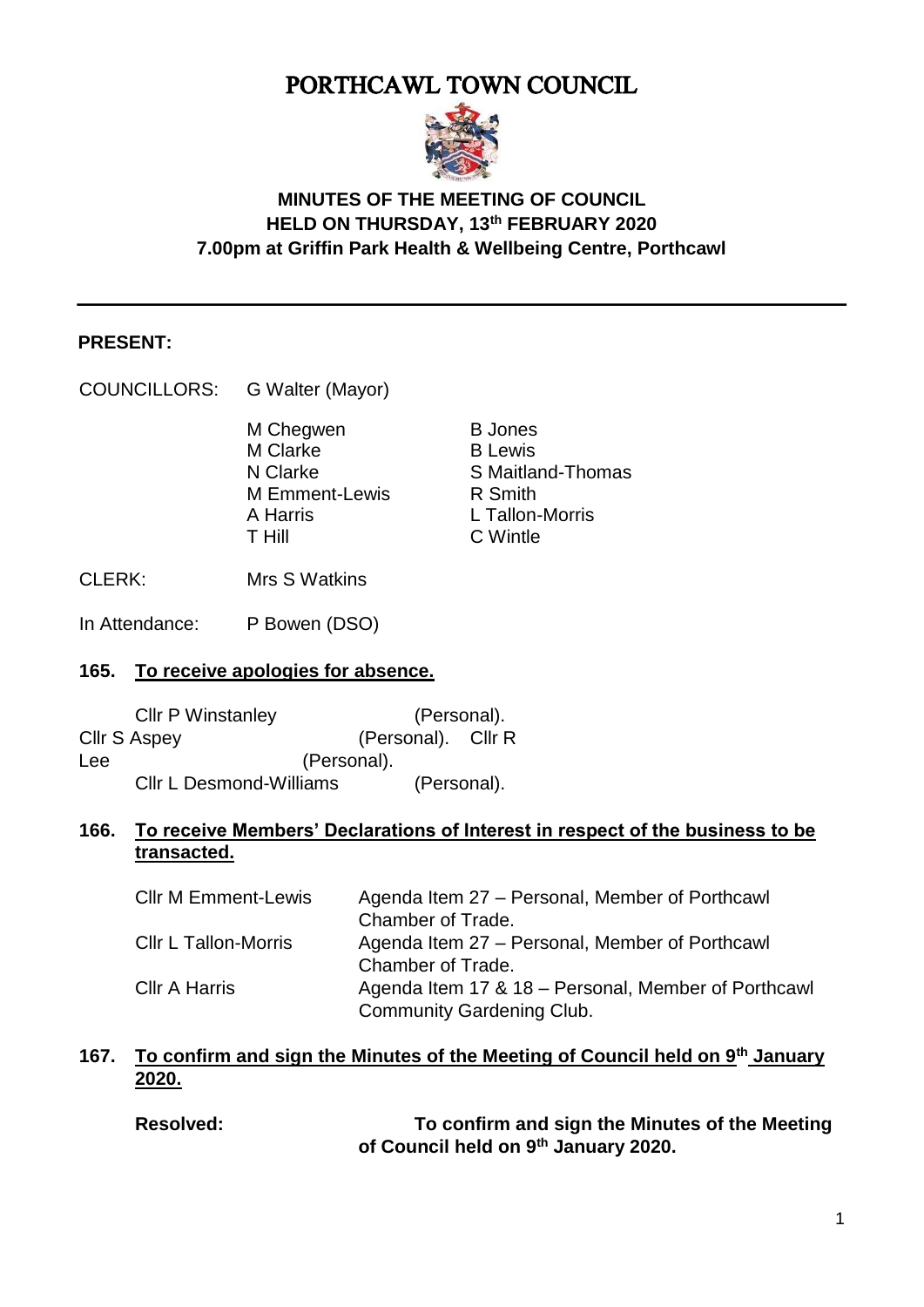# PORTHCAWL TOWN COUNCIL

**MINUTES OF THE MEETING OF COUNCIL**
**HELD ON THURSDAY, 13th FEBRUARY 2020**
**7.00pm at Griffin Park Health & Wellbeing Centre, Porthcawl**

---

**PRESENT:**

COUNCILLORS: G Walter (Mayor)

M Chegwen
M Clarke
N Clarke
M Emment-Lewis
A Harris
T Hill
B Jones
B Lewis
S Maitland-Thomas
R Smith
L Tallon-Morris
C Wintle

CLERK: Mrs S Watkins

In Attendance: P Bowen (DSO)

**165. To receive apologies for absence.**

Cllr P Winstanley (Personal).
Cllr S Aspey (Personal). Cllr R Lee (Personal).
Cllr L Desmond-Williams (Personal).

**166. To receive Members' Declarations of Interest in respect of the business to be transacted.**

| | |
|---|---|
| Cllr M Emment-Lewis | Agenda Item 27 – Personal, Member of Porthcawl Chamber of Trade. |
| Cllr L Tallon-Morris | Agenda Item 27 – Personal, Member of Porthcawl Chamber of Trade. |
| Cllr A Harris | Agenda Item 17 & 18 – Personal, Member of Porthcawl Community Gardening Club. |

**167. To confirm and sign the Minutes of the Meeting of Council held on 9th January 2020.**

**Resolved:** **To confirm and sign the Minutes of the Meeting of Council held on 9th January 2020.**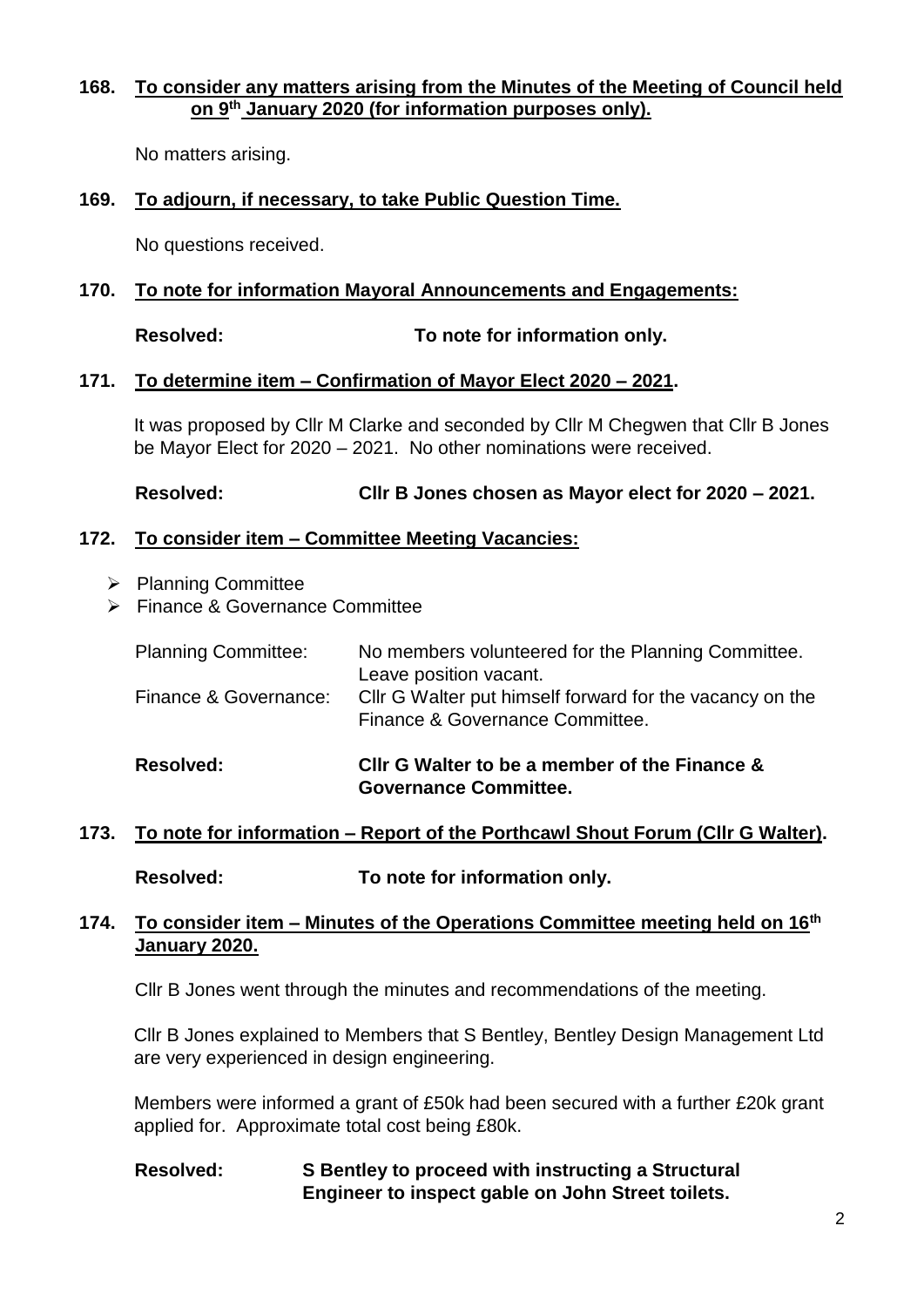**168. To consider any matters arising from the Minutes of the Meeting of Council held on 9th January 2020 (for information purposes only).**

No matters arising.

**169. To adjourn, if necessary, to take Public Question Time.**

No questions received.

**170. To note for information Mayoral Announcements and Engagements:**

**Resolved: To note for information only.**

**171. To determine item – Confirmation of Mayor Elect 2020 – 2021.**

It was proposed by Cllr M Clarke and seconded by Cllr M Chegwen that Cllr B Jones be Mayor Elect for 2020 – 2021. No other nominations were received.

**Resolved: Cllr B Jones chosen as Mayor elect for 2020 – 2021.**

**172. To consider item – Committee Meeting Vacancies:**

- Planning Committee
- Finance & Governance Committee

| | |
|---|---|
| Planning Committee: | No members volunteered for the Planning Committee. Leave position vacant. |
| Finance & Governance: | Cllr G Walter put himself forward for the vacancy on the Finance & Governance Committee. |

**Resolved: Cllr G Walter to be a member of the Finance & Governance Committee.**

**173. To note for information – Report of the Porthcawl Shout Forum (Cllr G Walter).**

**Resolved: To note for information only.**

**174. To consider item – Minutes of the Operations Committee meeting held on 16th January 2020.**

Cllr B Jones went through the minutes and recommendations of the meeting.

Cllr B Jones explained to Members that S Bentley, Bentley Design Management Ltd are very experienced in design engineering.

Members were informed a grant of £50k had been secured with a further £20k grant applied for. Approximate total cost being £80k.

**Resolved: S Bentley to proceed with instructing a Structural Engineer to inspect gable on John Street toilets.**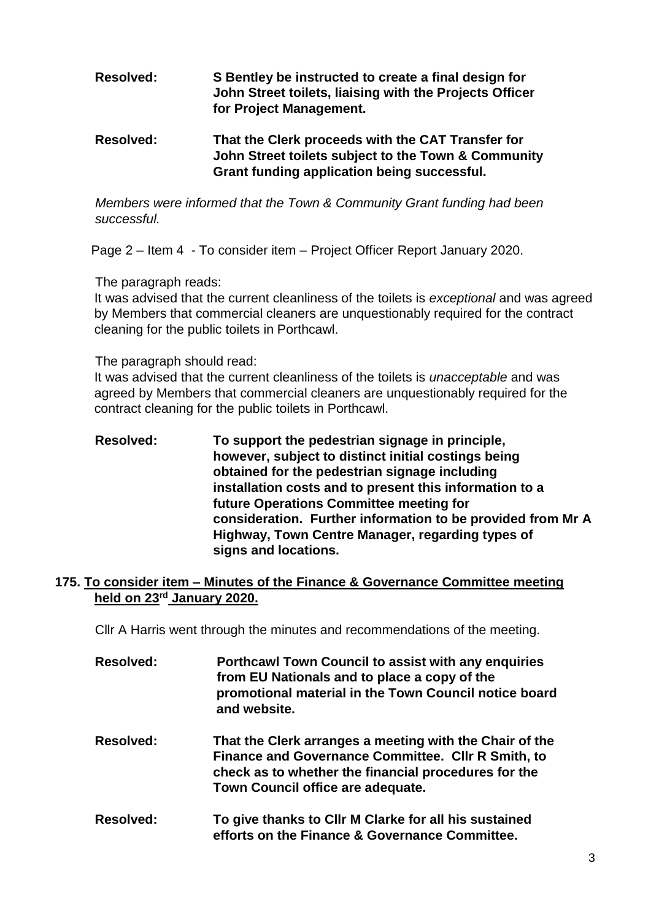**Resolved:** **S Bentley be instructed to create a final design for John Street toilets, liaising with the Projects Officer for Project Management.**

**Resolved:** **That the Clerk proceeds with the CAT Transfer for John Street toilets subject to the Town & Community Grant funding application being successful.**

*Members were informed that the Town & Community Grant funding had been successful.*

Page 2 – Item 4 - To consider item – Project Officer Report January 2020.

The paragraph reads:
It was advised that the current cleanliness of the toilets is *exceptional* and was agreed by Members that commercial cleaners are unquestionably required for the contract cleaning for the public toilets in Porthcawl.

The paragraph should read:
It was advised that the current cleanliness of the toilets is *unacceptable* and was agreed by Members that commercial cleaners are unquestionably required for the contract cleaning for the public toilets in Porthcawl.

**Resolved:** **To support the pedestrian signage in principle, however, subject to distinct initial costings being obtained for the pedestrian signage including installation costs and to present this information to a future Operations Committee meeting for consideration. Further information to be provided from Mr A Highway, Town Centre Manager, regarding types of signs and locations.**

**175. <u>To consider item – Minutes of the Finance & Governance Committee meeting held on 23rd January 2020.</u>**

Cllr A Harris went through the minutes and recommendations of the meeting.

**Resolved:** **Porthcawl Town Council to assist with any enquiries from EU Nationals and to place a copy of the promotional material in the Town Council notice board and website.**

**Resolved:** **That the Clerk arranges a meeting with the Chair of the Finance and Governance Committee. Cllr R Smith, to check as to whether the financial procedures for the Town Council office are adequate.**

**Resolved:** **To give thanks to Cllr M Clarke for all his sustained efforts on the Finance & Governance Committee.**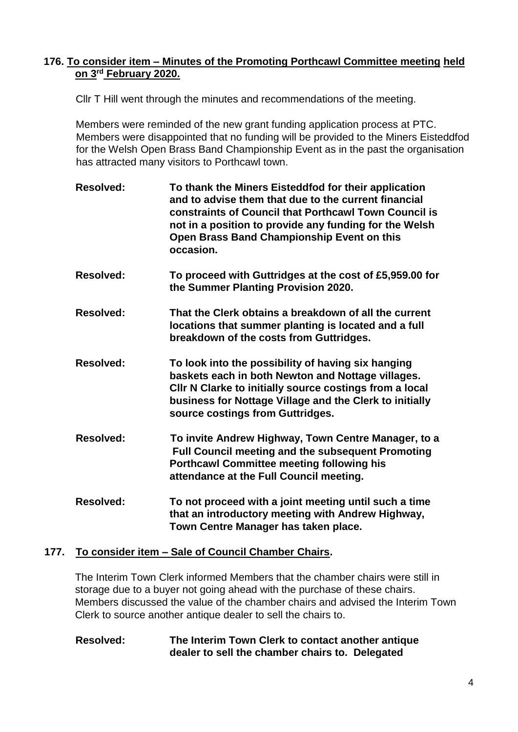## 176. To consider item – Minutes of the Promoting Porthcawl Committee meeting held on 3rd February 2020.

Cllr T Hill went through the minutes and recommendations of the meeting.

Members were reminded of the new grant funding application process at PTC. Members were disappointed that no funding will be provided to the Miners Eisteddfod for the Welsh Open Brass Band Championship Event as in the past the organisation has attracted many visitors to Porthcawl town.

**Resolved:** **To thank the Miners Eisteddfod for their application and to advise them that due to the current financial constraints of Council that Porthcawl Town Council is not in a position to provide any funding for the Welsh Open Brass Band Championship Event on this occasion.**

**Resolved:** **To proceed with Guttridges at the cost of £5,959.00 for the Summer Planting Provision 2020.**

**Resolved:** **That the Clerk obtains a breakdown of all the current locations that summer planting is located and a full breakdown of the costs from Guttridges.**

**Resolved:** **To look into the possibility of having six hanging baskets each in both Newton and Nottage villages. Cllr N Clarke to initially source costings from a local business for Nottage Village and the Clerk to initially source costings from Guttridges.**

**Resolved:** **To invite Andrew Highway, Town Centre Manager, to a Full Council meeting and the subsequent Promoting Porthcawl Committee meeting following his attendance at the Full Council meeting.**

**Resolved:** **To not proceed with a joint meeting until such a time that an introductory meeting with Andrew Highway, Town Centre Manager has taken place.**

## 177. To consider item – Sale of Council Chamber Chairs.

The Interim Town Clerk informed Members that the chamber chairs were still in storage due to a buyer not going ahead with the purchase of these chairs. Members discussed the value of the chamber chairs and advised the Interim Town Clerk to source another antique dealer to sell the chairs to.

**Resolved:** **The Interim Town Clerk to contact another antique dealer to sell the chamber chairs to. Delegated**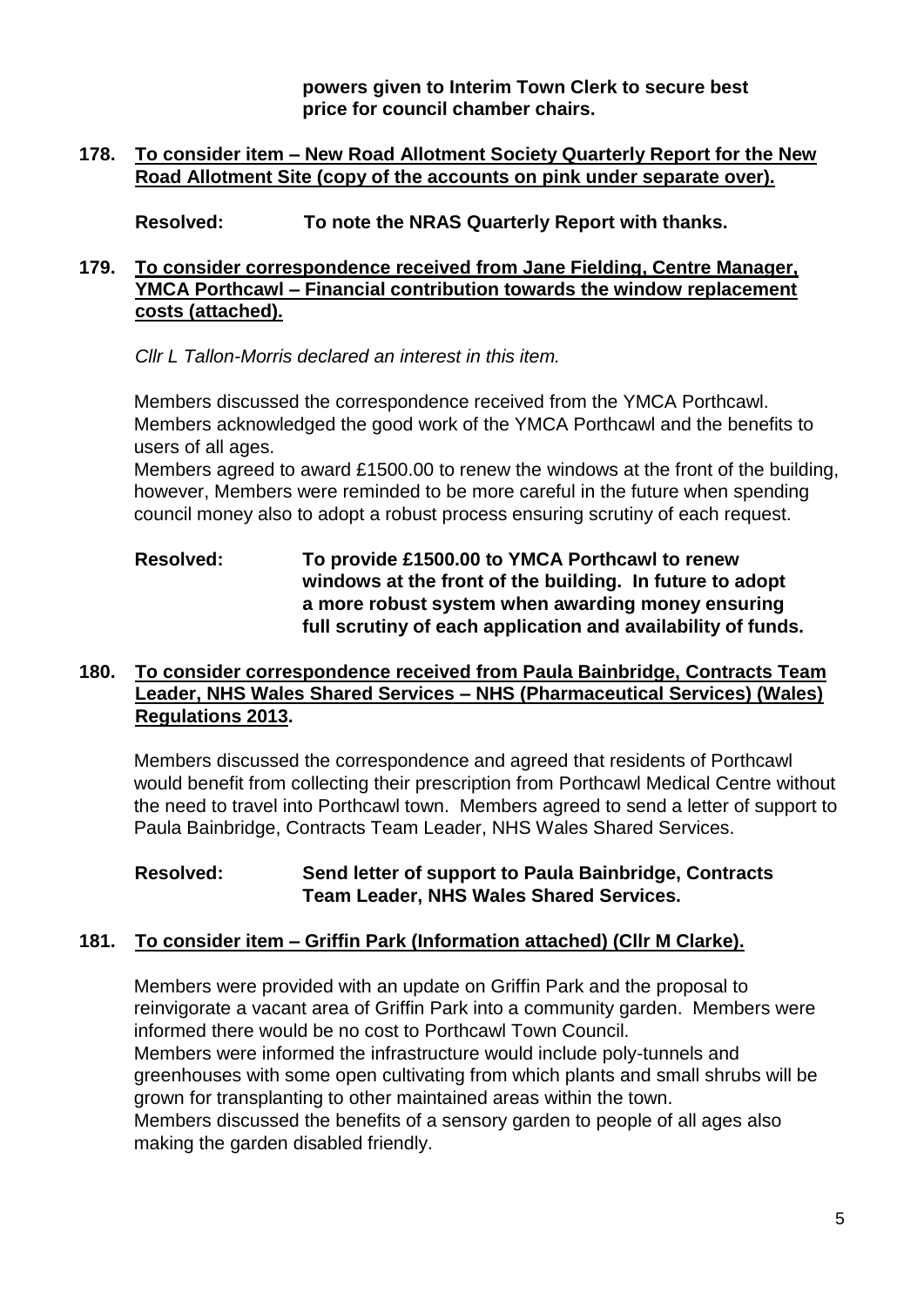**powers given to Interim Town Clerk to secure best price for council chamber chairs.**

**178. <u>To consider item – New Road Allotment Society Quarterly Report for the New Road Allotment Site (copy of the accounts on pink under separate over).</u>**

**Resolved: To note the NRAS Quarterly Report with thanks.**

**179. <u>To consider correspondence received from Jane Fielding, Centre Manager, YMCA Porthcawl – Financial contribution towards the window replacement costs (attached).</u>**

*Cllr L Tallon-Morris declared an interest in this item.*

Members discussed the correspondence received from the YMCA Porthcawl. Members acknowledged the good work of the YMCA Porthcawl and the benefits to users of all ages.

Members agreed to award £1500.00 to renew the windows at the front of the building, however, Members were reminded to be more careful in the future when spending council money also to adopt a robust process ensuring scrutiny of each request.

**Resolved: To provide £1500.00 to YMCA Porthcawl to renew windows at the front of the building. In future to adopt a more robust system when awarding money ensuring full scrutiny of each application and availability of funds.**

**180. <u>To consider correspondence received from Paula Bainbridge, Contracts Team Leader, NHS Wales Shared Services – NHS (Pharmaceutical Services) (Wales) Regulations 2013.</u>**

Members discussed the correspondence and agreed that residents of Porthcawl would benefit from collecting their prescription from Porthcawl Medical Centre without the need to travel into Porthcawl town. Members agreed to send a letter of support to Paula Bainbridge, Contracts Team Leader, NHS Wales Shared Services.

**Resolved: Send letter of support to Paula Bainbridge, Contracts Team Leader, NHS Wales Shared Services.**

**181. <u>To consider item – Griffin Park (Information attached) (Cllr M Clarke).</u>**

Members were provided with an update on Griffin Park and the proposal to reinvigorate a vacant area of Griffin Park into a community garden. Members were informed there would be no cost to Porthcawl Town Council.

Members were informed the infrastructure would include poly-tunnels and greenhouses with some open cultivating from which plants and small shrubs will be grown for transplanting to other maintained areas within the town.

Members discussed the benefits of a sensory garden to people of all ages also making the garden disabled friendly.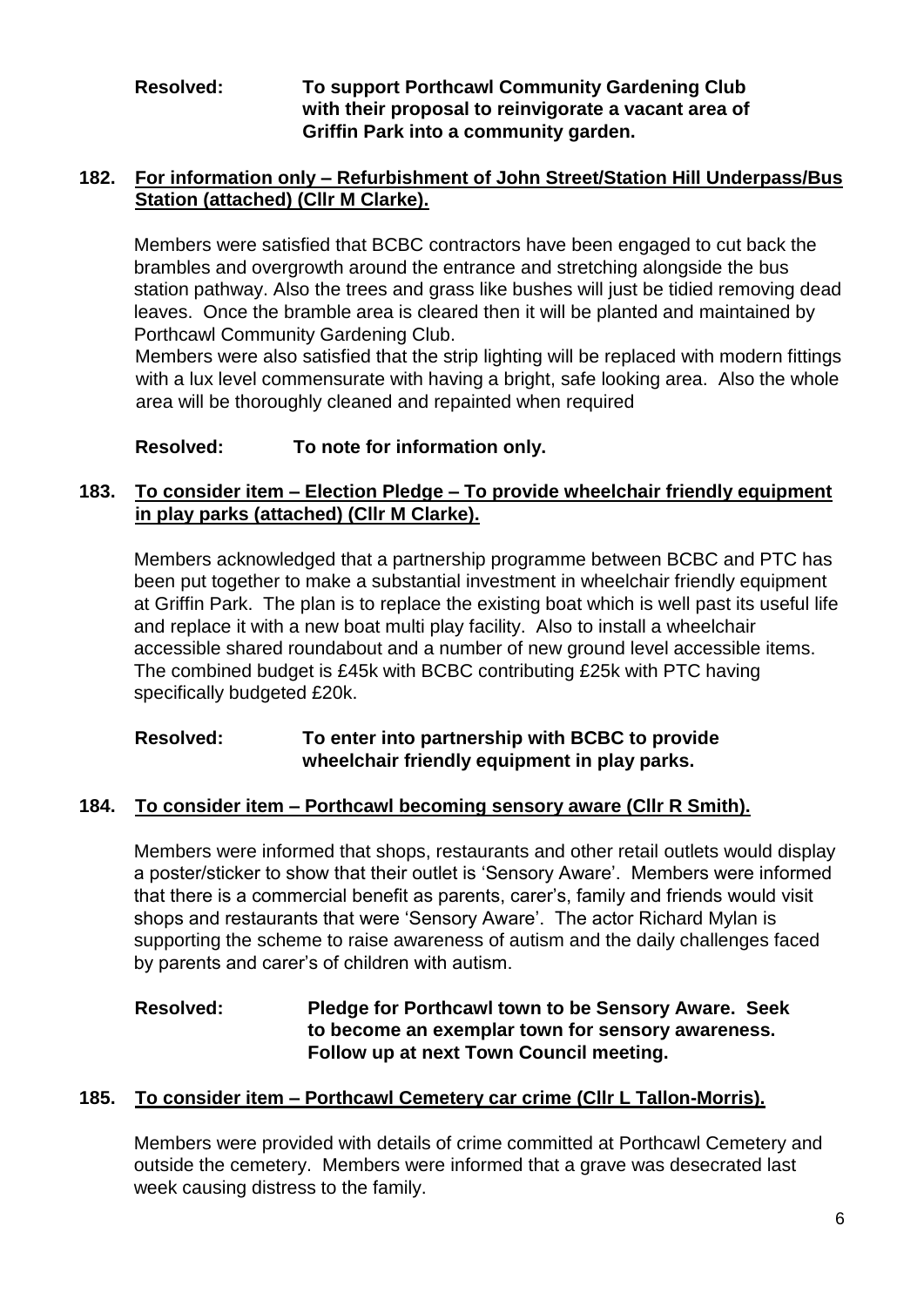**Resolved:** **To support Porthcawl Community Gardening Club with their proposal to reinvigorate a vacant area of Griffin Park into a community garden.**

**182. For information only – Refurbishment of John Street/Station Hill Underpass/Bus Station (attached) (Cllr M Clarke).**

Members were satisfied that BCBC contractors have been engaged to cut back the brambles and overgrowth around the entrance and stretching alongside the bus station pathway. Also the trees and grass like bushes will just be tidied removing dead leaves. Once the bramble area is cleared then it will be planted and maintained by Porthcawl Community Gardening Club.

Members were also satisfied that the strip lighting will be replaced with modern fittings with a lux level commensurate with having a bright, safe looking area. Also the whole area will be thoroughly cleaned and repainted when required

**Resolved:** **To note for information only.**

**183. To consider item – Election Pledge – To provide wheelchair friendly equipment in play parks (attached) (Cllr M Clarke).**

Members acknowledged that a partnership programme between BCBC and PTC has been put together to make a substantial investment in wheelchair friendly equipment at Griffin Park. The plan is to replace the existing boat which is well past its useful life and replace it with a new boat multi play facility. Also to install a wheelchair accessible shared roundabout and a number of new ground level accessible items. The combined budget is £45k with BCBC contributing £25k with PTC having specifically budgeted £20k.

**Resolved:** **To enter into partnership with BCBC to provide wheelchair friendly equipment in play parks.**

**184. To consider item – Porthcawl becoming sensory aware (Cllr R Smith).**

Members were informed that shops, restaurants and other retail outlets would display a poster/sticker to show that their outlet is 'Sensory Aware'. Members were informed that there is a commercial benefit as parents, carer's, family and friends would visit shops and restaurants that were 'Sensory Aware'. The actor Richard Mylan is supporting the scheme to raise awareness of autism and the daily challenges faced by parents and carer's of children with autism.

**Resolved:** **Pledge for Porthcawl town to be Sensory Aware. Seek to become an exemplar town for sensory awareness. Follow up at next Town Council meeting.**

**185. To consider item – Porthcawl Cemetery car crime (Cllr L Tallon-Morris).**

Members were provided with details of crime committed at Porthcawl Cemetery and outside the cemetery. Members were informed that a grave was desecrated last week causing distress to the family.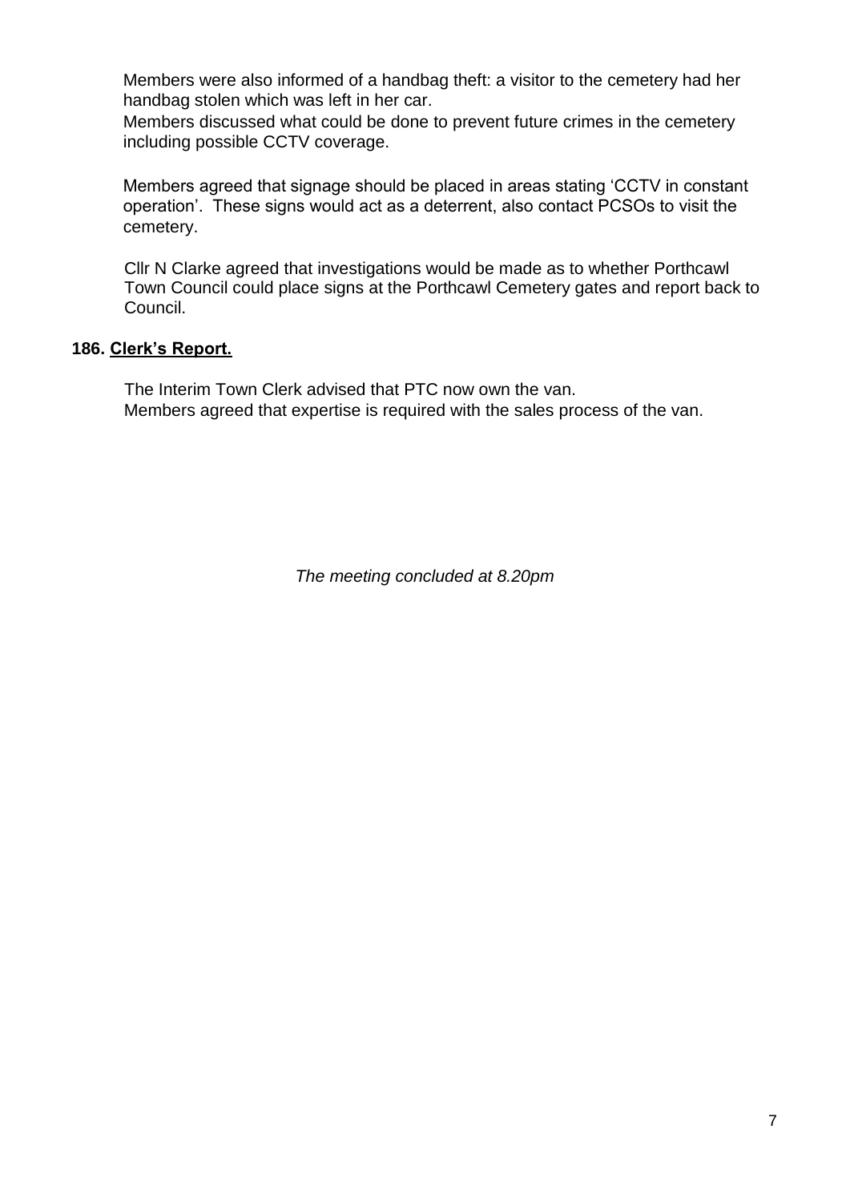Members were also informed of a handbag theft: a visitor to the cemetery had her handbag stolen which was left in her car.
Members discussed what could be done to prevent future crimes in the cemetery including possible CCTV coverage.

Members agreed that signage should be placed in areas stating 'CCTV in constant operation'. These signs would act as a deterrent, also contact PCSOs to visit the cemetery.

Cllr N Clarke agreed that investigations would be made as to whether Porthcawl Town Council could place signs at the Porthcawl Cemetery gates and report back to Council.

**186. Clerk's Report.**

The Interim Town Clerk advised that PTC now own the van.
Members agreed that expertise is required with the sales process of the van.

*The meeting concluded at 8.20pm*